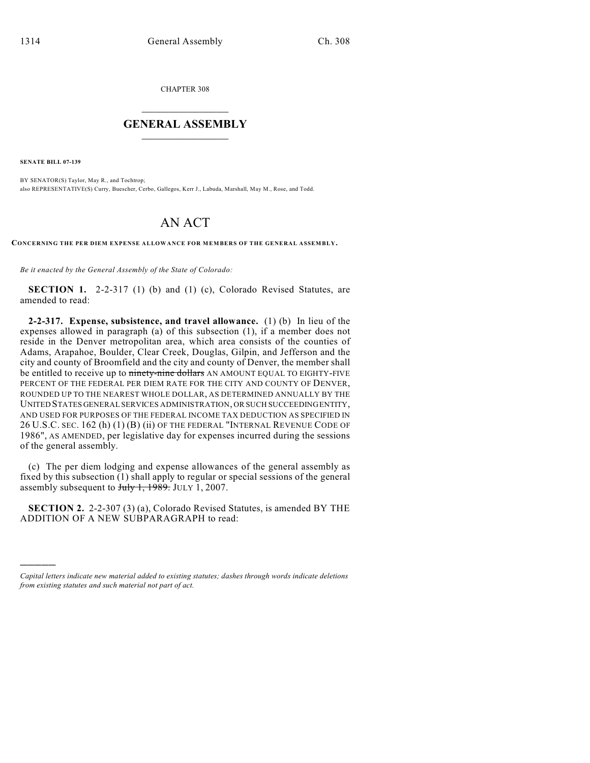CHAPTER 308

# GENERAL ASSEMBLY

**SENATE BILL 07-139**

BY SENATOR(S) Taylor, May R., and Tochtrop;
also REPRESENTATIVE(S) Curry, Buescher, Cerbo, Gallegos, Kerr J., Labuda, Marshall, May M., Rose, and Todd.

# AN ACT

**CONCERNING THE PER DIEM EXPENSE ALLOWANCE FOR MEMBERS OF THE GENERAL ASSEMBLY.**

*Be it enacted by the General Assembly of the State of Colorado:*

**SECTION 1.** 2-2-317 (1) (b) and (1) (c), Colorado Revised Statutes, are amended to read:

**2-2-317. Expense, subsistence, and travel allowance.** (1) (b) In lieu of the expenses allowed in paragraph (a) of this subsection (1), if a member does not reside in the Denver metropolitan area, which area consists of the counties of Adams, Arapahoe, Boulder, Clear Creek, Douglas, Gilpin, and Jefferson and the city and county of Broomfield and the city and county of Denver, the member shall be entitled to receive up to ~~ninety-nine dollars~~ AN AMOUNT EQUAL TO EIGHTY-FIVE PERCENT OF THE FEDERAL PER DIEM RATE FOR THE CITY AND COUNTY OF DENVER, ROUNDED UP TO THE NEAREST WHOLE DOLLAR, AS DETERMINED ANNUALLY BY THE UNITED STATES GENERAL SERVICES ADMINISTRATION, OR SUCH SUCCEEDING ENTITY, AND USED FOR PURPOSES OF THE FEDERAL INCOME TAX DEDUCTION AS SPECIFIED IN 26 U.S.C. SEC. 162 (h) (1) (B) (ii) OF THE FEDERAL "INTERNAL REVENUE CODE OF 1986", AS AMENDED, per legislative day for expenses incurred during the sessions of the general assembly.

(c) The per diem lodging and expense allowances of the general assembly as fixed by this subsection (1) shall apply to regular or special sessions of the general assembly subsequent to ~~July 1, 1989.~~ JULY 1, 2007.

**SECTION 2.** 2-2-307 (3) (a), Colorado Revised Statutes, is amended BY THE ADDITION OF A NEW SUBPARAGRAPH to read:

---

*Capital letters indicate new material added to existing statutes; dashes through words indicate deletions from existing statutes and such material not part of act.*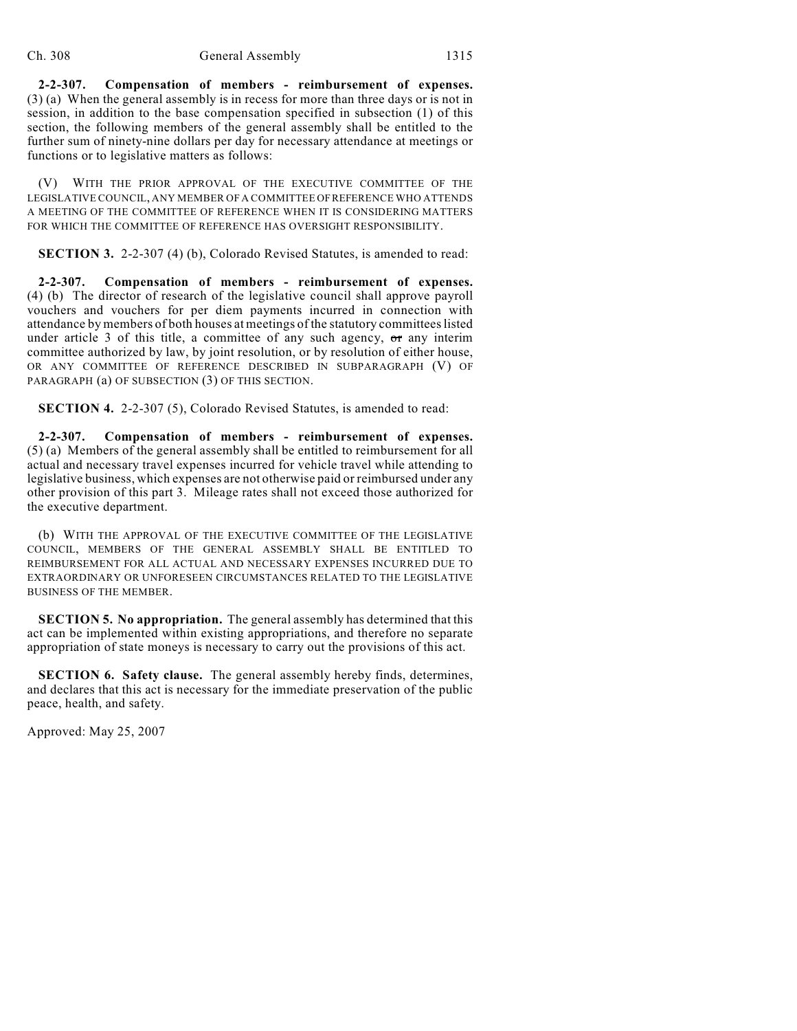**2-2-307. Compensation of members - reimbursement of expenses.** (3) (a) When the general assembly is in recess for more than three days or is not in session, in addition to the base compensation specified in subsection (1) of this section, the following members of the general assembly shall be entitled to the further sum of ninety-nine dollars per day for necessary attendance at meetings or functions or to legislative matters as follows:

(V) WITH THE PRIOR APPROVAL OF THE EXECUTIVE COMMITTEE OF THE LEGISLATIVE COUNCIL, ANY MEMBER OF A COMMITTEE OF REFERENCE WHO ATTENDS A MEETING OF THE COMMITTEE OF REFERENCE WHEN IT IS CONSIDERING MATTERS FOR WHICH THE COMMITTEE OF REFERENCE HAS OVERSIGHT RESPONSIBILITY.

**SECTION 3.** 2-2-307 (4) (b), Colorado Revised Statutes, is amended to read:

**2-2-307. Compensation of members - reimbursement of expenses.** (4) (b) The director of research of the legislative council shall approve payroll vouchers and vouchers for per diem payments incurred in connection with attendance by members of both houses at meetings of the statutory committees listed under article 3 of this title, a committee of any such agency, ~~or~~ any interim committee authorized by law, by joint resolution, or by resolution of either house, OR ANY COMMITTEE OF REFERENCE DESCRIBED IN SUBPARAGRAPH (V) OF PARAGRAPH (a) OF SUBSECTION (3) OF THIS SECTION.

**SECTION 4.** 2-2-307 (5), Colorado Revised Statutes, is amended to read:

**2-2-307. Compensation of members - reimbursement of expenses.** (5) (a) Members of the general assembly shall be entitled to reimbursement for all actual and necessary travel expenses incurred for vehicle travel while attending to legislative business, which expenses are not otherwise paid or reimbursed under any other provision of this part 3. Mileage rates shall not exceed those authorized for the executive department.

(b) WITH THE APPROVAL OF THE EXECUTIVE COMMITTEE OF THE LEGISLATIVE COUNCIL, MEMBERS OF THE GENERAL ASSEMBLY SHALL BE ENTITLED TO REIMBURSEMENT FOR ALL ACTUAL AND NECESSARY EXPENSES INCURRED DUE TO EXTRAORDINARY OR UNFORESEEN CIRCUMSTANCES RELATED TO THE LEGISLATIVE BUSINESS OF THE MEMBER.

**SECTION 5. No appropriation.** The general assembly has determined that this act can be implemented within existing appropriations, and therefore no separate appropriation of state moneys is necessary to carry out the provisions of this act.

**SECTION 6. Safety clause.** The general assembly hereby finds, determines, and declares that this act is necessary for the immediate preservation of the public peace, health, and safety.

Approved: May 25, 2007